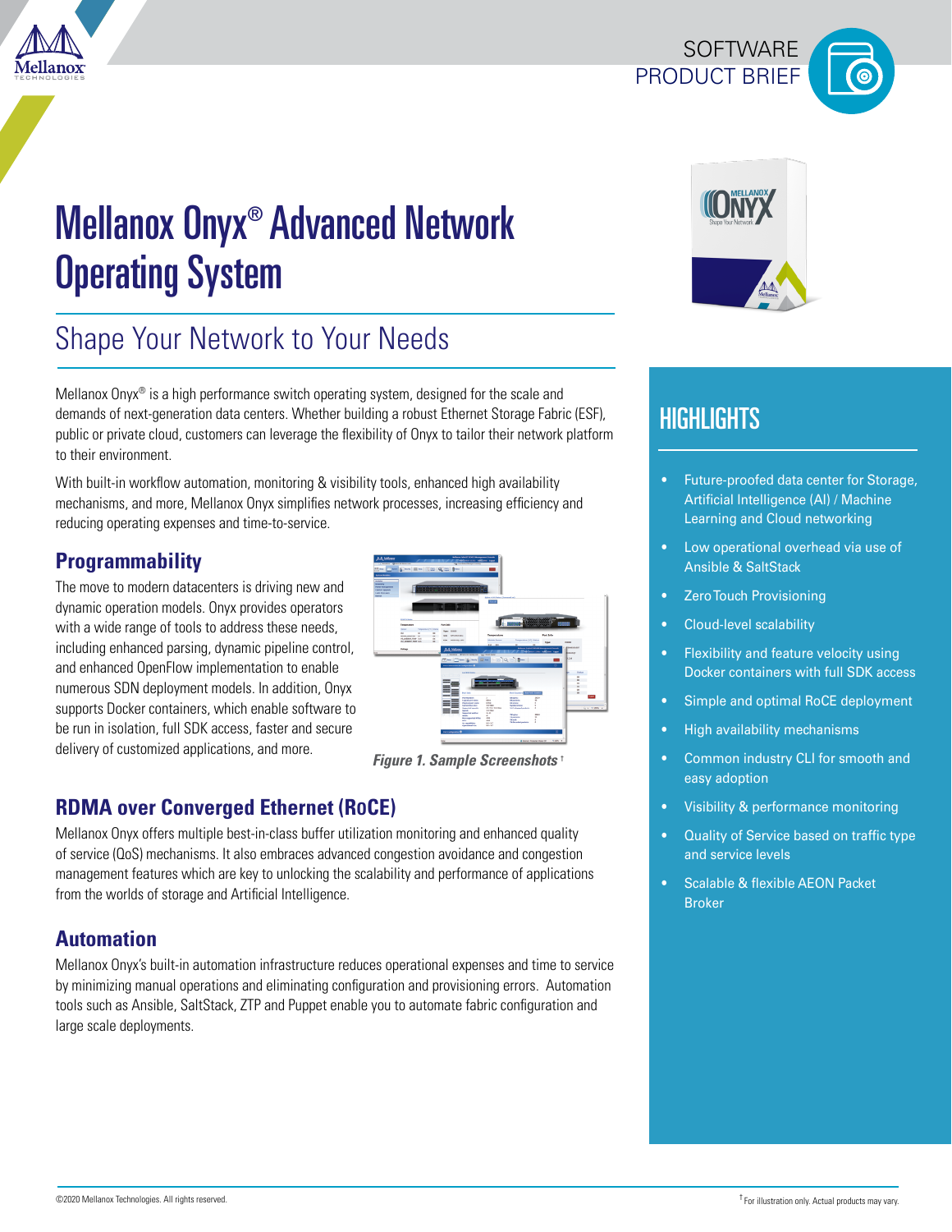SOFTWARE PRODUCT BRIEF

# Mellanox Onyx® Advanced Network Operating System

## Shape Your Network to Your Needs

Mellanox Onyx® is a high performance switch operating system, designed for the scale and demands of next-generation data centers. Whether building a robust Ethernet Storage Fabric (ESF), public or private cloud, customers can leverage the flexibility of Onyx to tailor their network platform to their environment.

With built-in workflow automation, monitoring & visibility tools, enhanced high availability mechanisms, and more, Mellanox Onyx simplifies network processes, increasing efficiency and reducing operating expenses and time-to-service.

### Programmability

The move to modern datacenters is driving new and dynamic operation models. Onyx provides operators with a wide range of tools to address these needs, including enhanced parsing, dynamic pipeline control, and enhanced OpenFlow implementation to enable numerous SDN deployment models. In addition, Onyx supports Docker containers, which enable software to be run in isolation, full SDK access, faster and secure delivery of customized applications, and more.

*Figure 1. Sample Screenshots* †

### RDMA over Converged Ethernet (RoCE)

Mellanox Onyx offers multiple best-in-class buffer utilization monitoring and enhanced quality of service (QoS) mechanisms. It also embraces advanced congestion avoidance and congestion management features which are key to unlocking the scalability and performance of applications from the worlds of storage and Artificial Intelligence.

### Automation

Mellanox Onyx's built-in automation infrastructure reduces operational expenses and time to service by minimizing manual operations and eliminating configuration and provisioning errors. Automation tools such as Ansible, SaltStack, ZTP and Puppet enable you to automate fabric configuration and large scale deployments.

## HIGHLIGHTS

- Future-proofed data center for Storage, Artificial Intelligence (AI) / Machine Learning and Cloud networking
- Low operational overhead via use of Ansible & SaltStack
- Zero Touch Provisioning
- Cloud-level scalability
- Flexibility and feature velocity using Docker containers with full SDK access
- Simple and optimal RoCE deployment
- High availability mechanisms
- Common industry CLI for smooth and easy adoption
- Visibility & performance monitoring
- Quality of Service based on traffic type and service levels
- Scalable & flexible AEON Packet Broker

©2020 Mellanox Technologies. All rights reserved.

† For illustration only. Actual products may vary.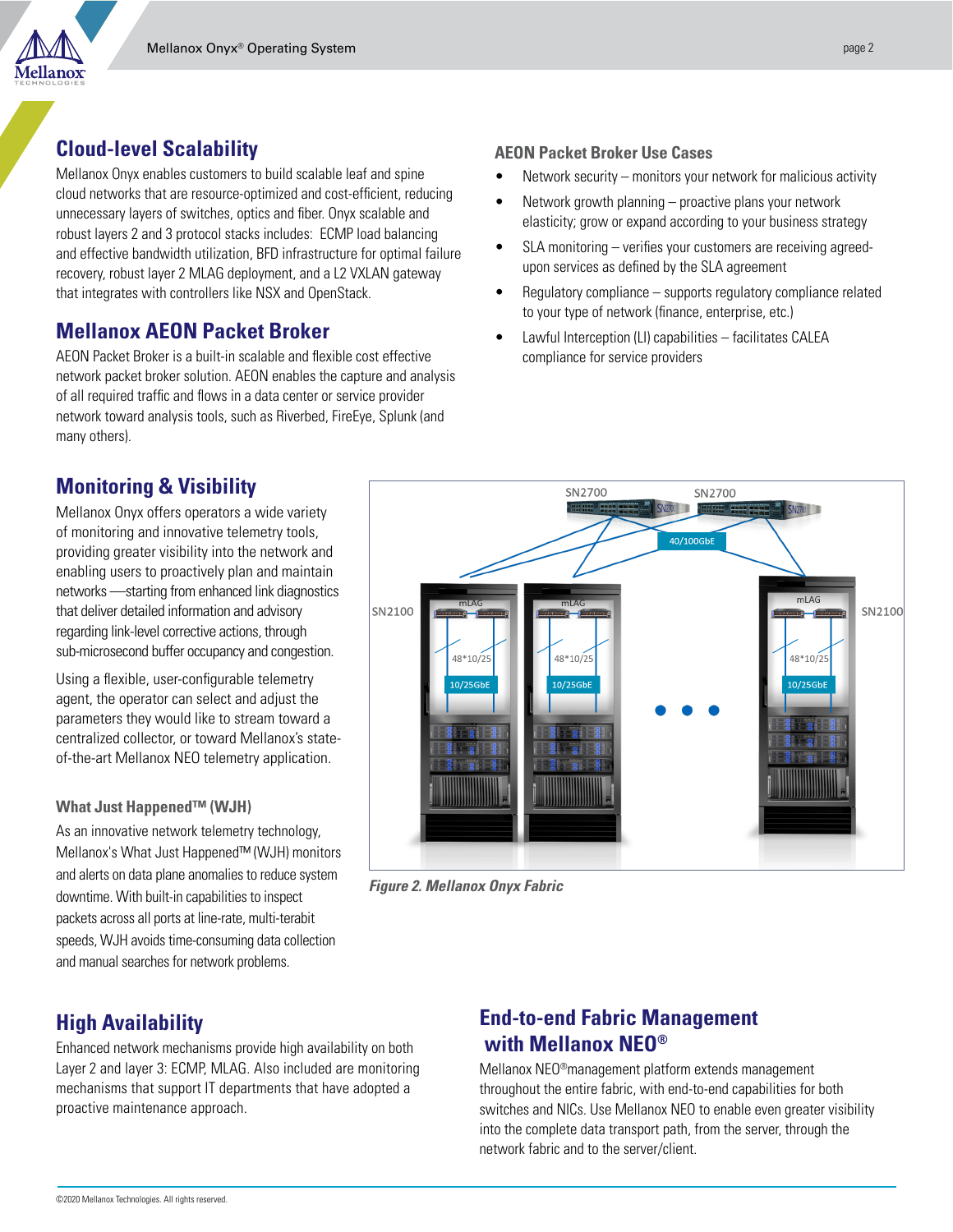## Cloud-level Scalability

Mellanox Onyx enables customers to build scalable leaf and spine cloud networks that are resource-optimized and cost-efficient, reducing unnecessary layers of switches, optics and fiber. Onyx scalable and robust layers 2 and 3 protocol stacks includes: ECMP load balancing and effective bandwidth utilization, BFD infrastructure for optimal failure recovery, robust layer 2 MLAG deployment, and a L2 VXLAN gateway that integrates with controllers like NSX and OpenStack.

## Mellanox AEON Packet Broker

AEON Packet Broker is a built-in scalable and flexible cost effective network packet broker solution. AEON enables the capture and analysis of all required traffic and flows in a data center or service provider network toward analysis tools, such as Riverbed, FireEye, Splunk (and many others).

### AEON Packet Broker Use Cases

- Network security – monitors your network for malicious activity
- Network growth planning – proactive plans your network elasticity; grow or expand according to your business strategy
- SLA monitoring – verifies your customers are receiving agreed-upon services as defined by the SLA agreement
- Regulatory compliance – supports regulatory compliance related to your type of network (finance, enterprise, etc.)
- Lawful Interception (LI) capabilities – facilitates CALEA compliance for service providers

## Monitoring & Visibility

Mellanox Onyx offers operators a wide variety of monitoring and innovative telemetry tools, providing greater visibility into the network and enabling users to proactively plan and maintain networks —starting from enhanced link diagnostics that deliver detailed information and advisory regarding link-level corrective actions, through sub-microsecond buffer occupancy and congestion.

Using a flexible, user-configurable telemetry agent, the operator can select and adjust the parameters they would like to stream toward a centralized collector, or toward Mellanox's state-of-the-art Mellanox NEO telemetry application.

### What Just Happened™ (WJH)

As an innovative network telemetry technology, Mellanox's What Just Happened™ (WJH) monitors and alerts on data plane anomalies to reduce system downtime. With built-in capabilities to inspect packets across all ports at line-rate, multi-terabit speeds, WJH avoids time-consuming data collection and manual searches for network problems.

*Figure 2. Mellanox Onyx Fabric*

## High Availability

Enhanced network mechanisms provide high availability on both Layer 2 and layer 3: ECMP, MLAG. Also included are monitoring mechanisms that support IT departments that have adopted a proactive maintenance approach.

## End-to-end Fabric Management with Mellanox NEO®

Mellanox NEO® management platform extends management throughout the entire fabric, with end-to-end capabilities for both switches and NICs. Use Mellanox NEO to enable even greater visibility into the complete data transport path, from the server, through the network fabric and to the server/client.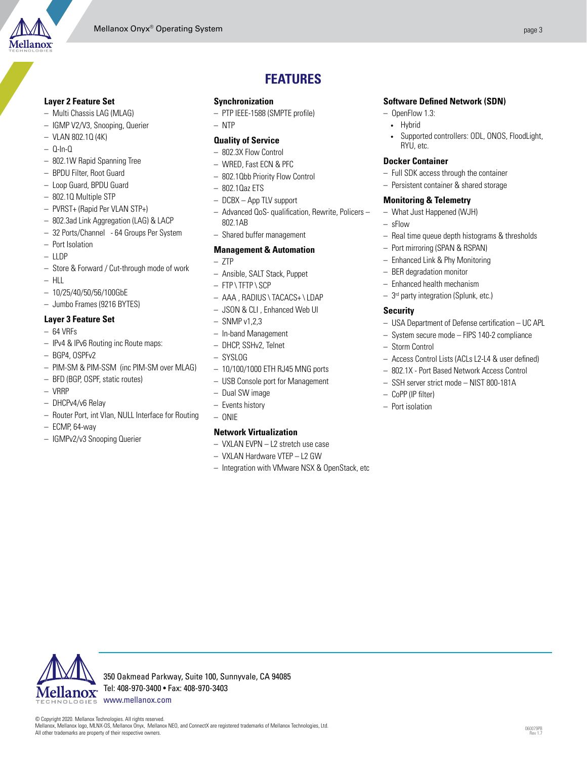# FEATURES

### Layer 2 Feature Set

- Multi Chassis LAG (MLAG)
- IGMP V2/V3, Snooping, Querier
- VLAN 802.1Q (4K)
- Q-In-Q
- 802.1W Rapid Spanning Tree
- BPDU Filter, Root Guard
- Loop Guard, BPDU Guard
- 802.1Q Multiple STP
- PVRST+ (Rapid Per VLAN STP+)
- 802.3ad Link Aggregation (LAG) & LACP
- 32 Ports/Channel - 64 Groups Per System
- Port Isolation
- LLDP
- Store & Forward / Cut-through mode of work
- HLL
- 10/25/40/50/56/100GbE
- Jumbo Frames (9216 BYTES)

### Layer 3 Feature Set

- 64 VRFs
- IPv4 & IPv6 Routing inc Route maps:
- BGP4, OSPFv2
- PIM-SM & PIM-SSM (inc PIM-SM over MLAG)
- BFD (BGP, OSPF, static routes)
- VRRP
- DHCPv4/v6 Relay
- Router Port, int Vlan, NULL Interface for Routing
- ECMP, 64-way
- IGMPv2/v3 Snooping Querier

### Synchronization

- PTP IEEE-1588 (SMPTE profile)
- NTP

### Quality of Service

- 802.3X Flow Control
- WRED, Fast ECN & PFC
- 802.1Qbb Priority Flow Control
- 802.1Qaz ETS
- DCBX – App TLV support
- Advanced QoS- qualification, Rewrite, Policers – 802.1AB
- Shared buffer management

### Management & Automation

- ZTP
- Ansible, SALT Stack, Puppet
- FTP \ TFTP \ SCP
- AAA , RADIUS \ TACACS+ \ LDAP
- JSON & CLI , Enhanced Web UI
- SNMP v1,2,3
- In-band Management
- DHCP, SSHv2, Telnet
- SYSLOG
- 10/100/1000 ETH RJ45 MNG ports
- USB Console port for Management
- Dual SW image
- Events history
- ONIE

### Network Virtualization

- VXLAN EVPN – L2 stretch use case
- VXLAN Hardware VTEP – L2 GW
- Integration with VMware NSX & OpenStack, etc

### Software Defined Network (SDN)

- OpenFlow 1.3:
  - Hybrid
  - Supported controllers: ODL, ONOS, FloodLight, RYU, etc.

### Docker Container

- Full SDK access through the container
- Persistent container & shared storage

### Monitoring & Telemetry

- What Just Happened (WJH)
- sFlow
- Real time queue depth histograms & thresholds
- Port mirroring (SPAN & RSPAN)
- Enhanced Link & Phy Monitoring
- BER degradation monitor
- Enhanced health mechanism
- 3rd party integration (Splunk, etc.)

### Security

- USA Department of Defense certification – UC APL
- System secure mode – FIPS 140-2 compliance
- Storm Control
- Access Control Lists (ACLs L2-L4 & user defined)
- 802.1X - Port Based Network Access Control
- SSH server strict mode – NIST 800-181A
- CoPP (IP filter)
- Port isolation

350 Oakmead Parkway, Suite 100, Sunnyvale, CA 94085
Tel: 408-970-3400 • Fax: 408-970-3403
www.mellanox.com

© Copyright 2020. Mellanox Technologies. All rights reserved.
Mellanox, Mellanox logo, MLNX-OS, Mellanox Onyx, Mellanox NEO, and ConnectX are registered trademarks of Mellanox Technologies, Ltd.
All other trademarks are property of their respective owners.

060079PB
Rev 1.7